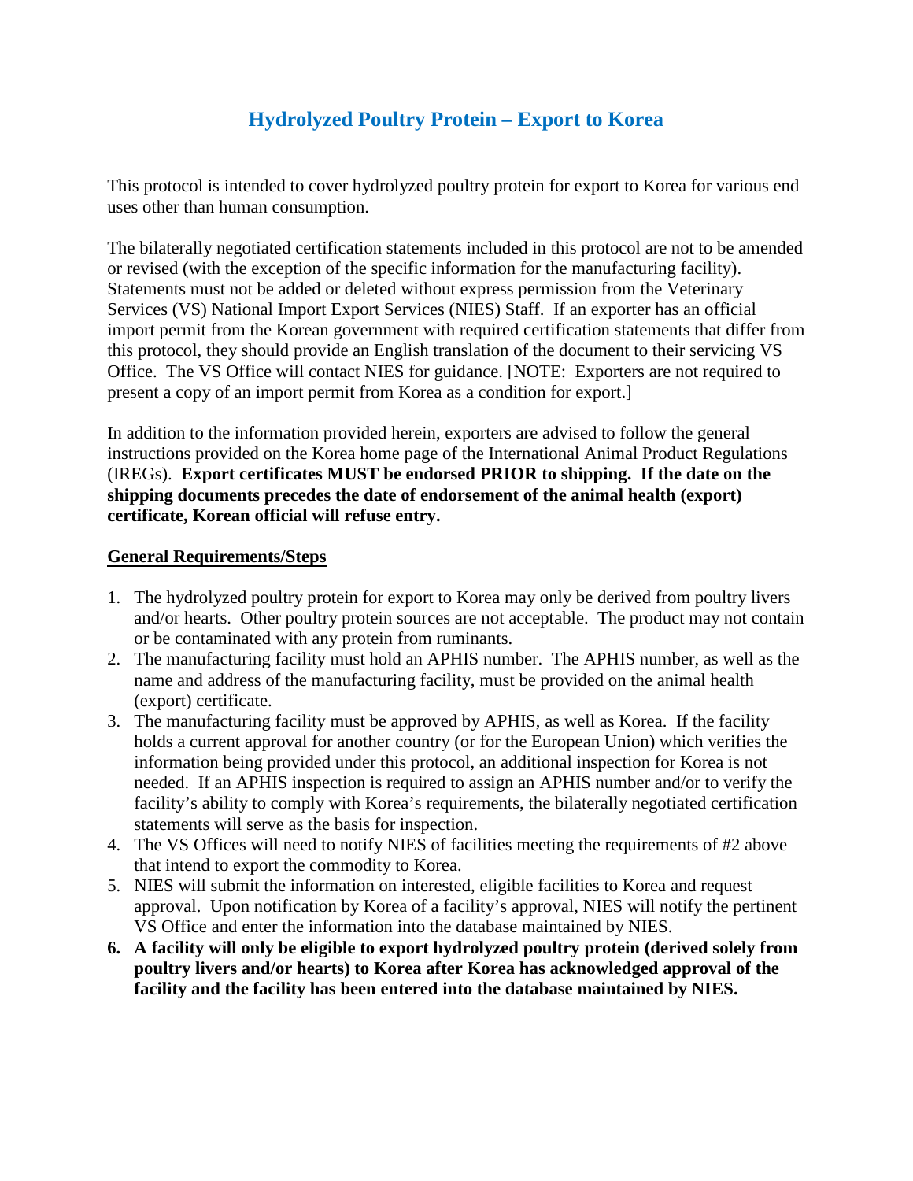# Hydrolyzed Poultry Protein – Export to Korea

This protocol is intended to cover hydrolyzed poultry protein for export to Korea for various end uses other than human consumption.

The bilaterally negotiated certification statements included in this protocol are not to be amended or revised (with the exception of the specific information for the manufacturing facility). Statements must not be added or deleted without express permission from the Veterinary Services (VS) National Import Export Services (NIES) Staff. If an exporter has an official import permit from the Korean government with required certification statements that differ from this protocol, they should provide an English translation of the document to their servicing VS Office. The VS Office will contact NIES for guidance. [NOTE: Exporters are not required to present a copy of an import permit from Korea as a condition for export.]

In addition to the information provided herein, exporters are advised to follow the general instructions provided on the Korea home page of the International Animal Product Regulations (IREGs). **Export certificates MUST be endorsed PRIOR to shipping. If the date on the shipping documents precedes the date of endorsement of the animal health (export) certificate, Korean official will refuse entry.**

## General Requirements/Steps

1. The hydrolyzed poultry protein for export to Korea may only be derived from poultry livers and/or hearts. Other poultry protein sources are not acceptable. The product may not contain or be contaminated with any protein from ruminants.
2. The manufacturing facility must hold an APHIS number. The APHIS number, as well as the name and address of the manufacturing facility, must be provided on the animal health (export) certificate.
3. The manufacturing facility must be approved by APHIS, as well as Korea. If the facility holds a current approval for another country (or for the European Union) which verifies the information being provided under this protocol, an additional inspection for Korea is not needed. If an APHIS inspection is required to assign an APHIS number and/or to verify the facility's ability to comply with Korea's requirements, the bilaterally negotiated certification statements will serve as the basis for inspection.
4. The VS Offices will need to notify NIES of facilities meeting the requirements of #2 above that intend to export the commodity to Korea.
5. NIES will submit the information on interested, eligible facilities to Korea and request approval. Upon notification by Korea of a facility's approval, NIES will notify the pertinent VS Office and enter the information into the database maintained by NIES.
6. **A facility will only be eligible to export hydrolyzed poultry protein (derived solely from poultry livers and/or hearts) to Korea after Korea has acknowledged approval of the facility and the facility has been entered into the database maintained by NIES.**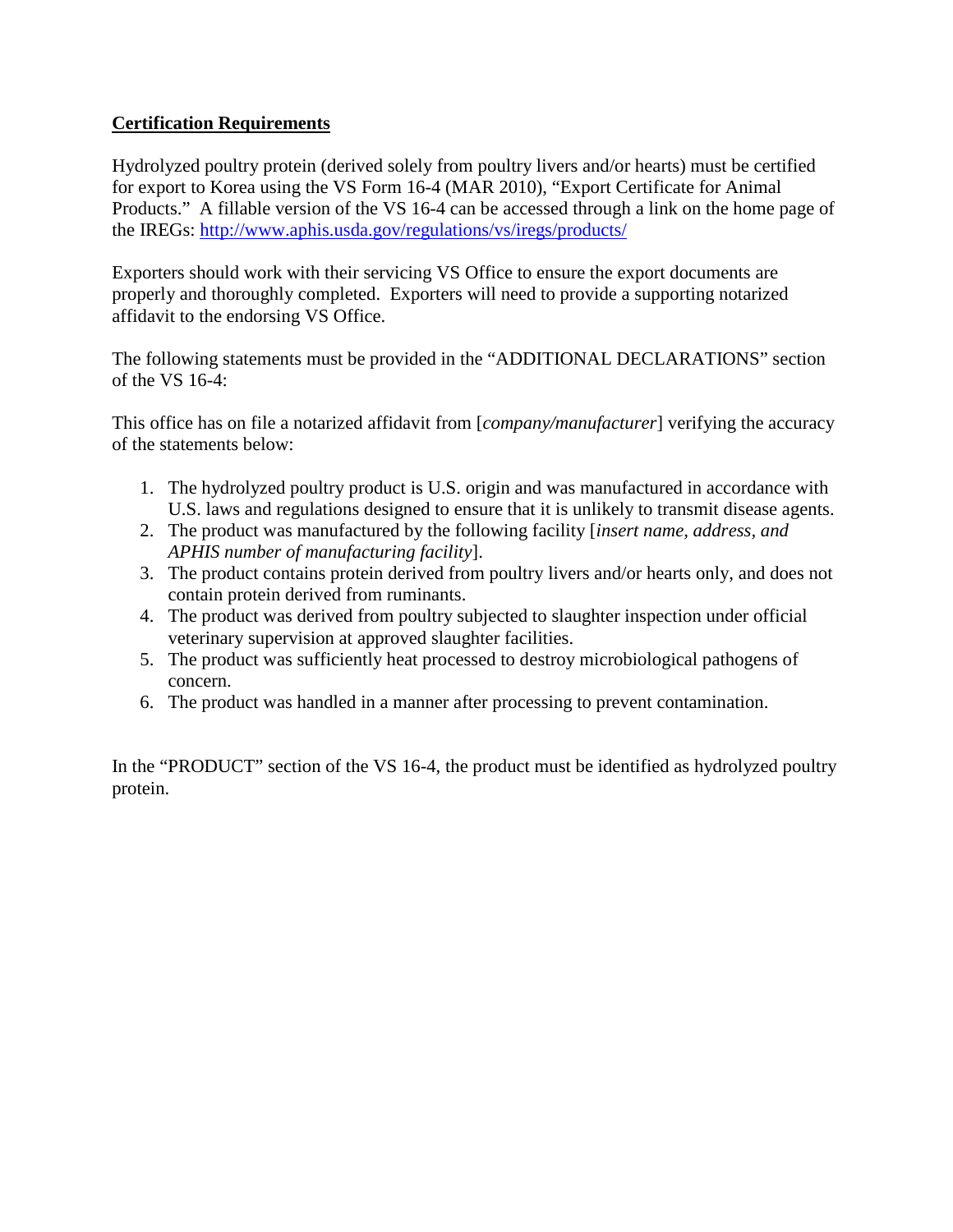**Certification Requirements**

Hydrolyzed poultry protein (derived solely from poultry livers and/or hearts) must be certified for export to Korea using the VS Form 16-4 (MAR 2010), "Export Certificate for Animal Products." A fillable version of the VS 16-4 can be accessed through a link on the home page of the IREGs: http://www.aphis.usda.gov/regulations/vs/iregs/products/

Exporters should work with their servicing VS Office to ensure the export documents are properly and thoroughly completed. Exporters will need to provide a supporting notarized affidavit to the endorsing VS Office.

The following statements must be provided in the "ADDITIONAL DECLARATIONS" section of the VS 16-4:

This office has on file a notarized affidavit from [*company/manufacturer*] verifying the accuracy of the statements below:

1. The hydrolyzed poultry product is U.S. origin and was manufactured in accordance with U.S. laws and regulations designed to ensure that it is unlikely to transmit disease agents.
2. The product was manufactured by the following facility [*insert name, address, and APHIS number of manufacturing facility*].
3. The product contains protein derived from poultry livers and/or hearts only, and does not contain protein derived from ruminants.
4. The product was derived from poultry subjected to slaughter inspection under official veterinary supervision at approved slaughter facilities.
5. The product was sufficiently heat processed to destroy microbiological pathogens of concern.
6. The product was handled in a manner after processing to prevent contamination.

In the "PRODUCT" section of the VS 16-4, the product must be identified as hydrolyzed poultry protein.